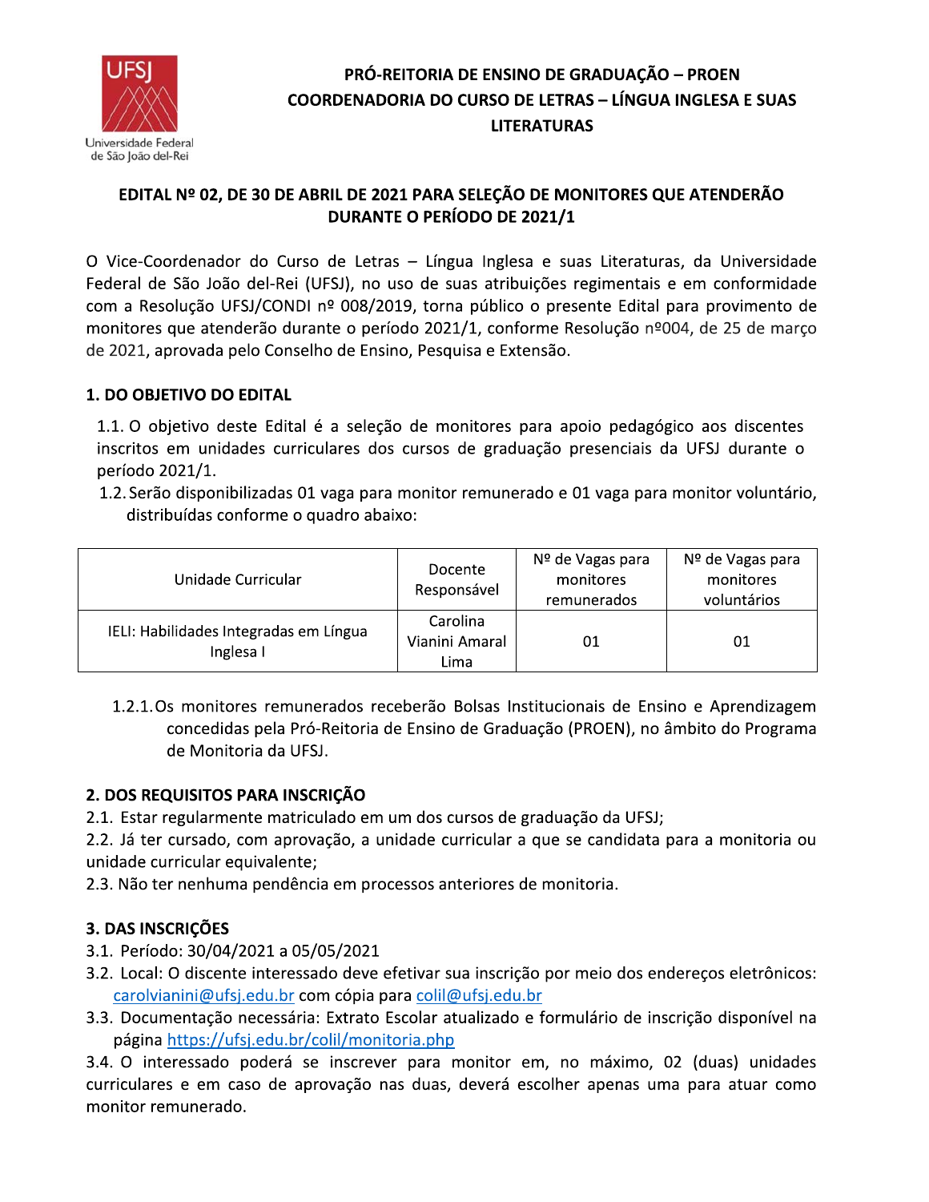Universidade Federal de São João del-Rei

**PRÓ-REITORIA DE ENSINO DE GRADUAÇÃO – PROEN**
**COORDENADORIA DO CURSO DE LETRAS – LÍNGUA INGLESA E SUAS LITERATURAS**

# EDITAL Nº 02, DE 30 DE ABRIL DE 2021 PARA SELEÇÃO DE MONITORES QUE ATENDERÃO DURANTE O PERÍODO DE 2021/1

O Vice-Coordenador do Curso de Letras – Língua Inglesa e suas Literaturas, da Universidade Federal de São João del-Rei (UFSJ), no uso de suas atribuições regimentais e em conformidade com a Resolução UFSJ/CONDI nº 008/2019, torna público o presente Edital para provimento de monitores que atenderão durante o período 2021/1, conforme Resolução nº004, de 25 de março de 2021, aprovada pelo Conselho de Ensino, Pesquisa e Extensão.

## 1. DO OBJETIVO DO EDITAL

1.1. O objetivo deste Edital é a seleção de monitores para apoio pedagógico aos discentes inscritos em unidades curriculares dos cursos de graduação presenciais da UFSJ durante o período 2021/1.

1.2. Serão disponibilizadas 01 vaga para monitor remunerado e 01 vaga para monitor voluntário, distribuídas conforme o quadro abaixo:

| Unidade Curricular | Docente Responsável | Nº de Vagas para monitores remunerados | Nº de Vagas para monitores voluntários |
|---|---|---|---|
| IELI: Habilidades Integradas em Língua Inglesa I | Carolina Vianini Amaral Lima | 01 | 01 |

1.2.1. Os monitores remunerados receberão Bolsas Institucionais de Ensino e Aprendizagem concedidas pela Pró-Reitoria de Ensino de Graduação (PROEN), no âmbito do Programa de Monitoria da UFSJ.

## 2. DOS REQUISITOS PARA INSCRIÇÃO

2.1. Estar regularmente matriculado em um dos cursos de graduação da UFSJ;

2.2. Já ter cursado, com aprovação, a unidade curricular a que se candidata para a monitoria ou unidade curricular equivalente;

2.3. Não ter nenhuma pendência em processos anteriores de monitoria.

## 3. DAS INSCRIÇÕES

3.1. Período: 30/04/2021 a 05/05/2021

3.2. Local: O discente interessado deve efetivar sua inscrição por meio dos endereços eletrônicos: carolvianini@ufsj.edu.br com cópia para colil@ufsj.edu.br

3.3. Documentação necessária: Extrato Escolar atualizado e formulário de inscrição disponível na página https://ufsj.edu.br/colil/monitoria.php

3.4. O interessado poderá se inscrever para monitor em, no máximo, 02 (duas) unidades curriculares e em caso de aprovação nas duas, deverá escolher apenas uma para atuar como monitor remunerado.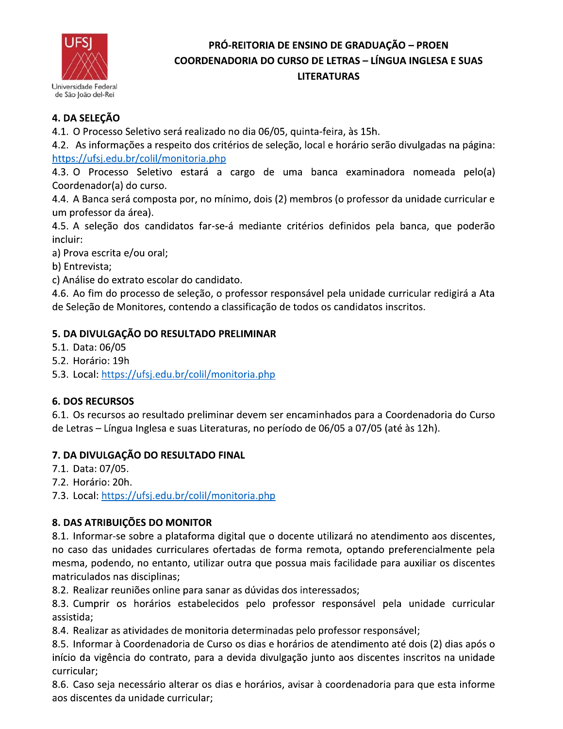## 4. DA SELEÇÃO

4.1. O Processo Seletivo será realizado no dia 06/05, quinta-feira, às 15h.

4.2. As informações a respeito dos critérios de seleção, local e horário serão divulgadas na página: https://ufsj.edu.br/colil/monitoria.php

4.3. O Processo Seletivo estará a cargo de uma banca examinadora nomeada pelo(a) Coordenador(a) do curso.

4.4. A Banca será composta por, no mínimo, dois (2) membros (o professor da unidade curricular e um professor da área).

4.5. A seleção dos candidatos far-se-á mediante critérios definidos pela banca, que poderão incluir:

a) Prova escrita e/ou oral;

b) Entrevista;

c) Análise do extrato escolar do candidato.

4.6. Ao fim do processo de seleção, o professor responsável pela unidade curricular redigirá a Ata de Seleção de Monitores, contendo a classificação de todos os candidatos inscritos.

## 5. DA DIVULGAÇÃO DO RESULTADO PRELIMINAR

5.1. Data: 06/05

5.2. Horário: 19h

5.3. Local: https://ufsj.edu.br/colil/monitoria.php

## 6. DOS RECURSOS

6.1. Os recursos ao resultado preliminar devem ser encaminhados para a Coordenadoria do Curso de Letras – Língua Inglesa e suas Literaturas, no período de 06/05 a 07/05 (até às 12h).

## 7. DA DIVULGAÇÃO DO RESULTADO FINAL

7.1. Data: 07/05.

7.2. Horário: 20h.

7.3. Local: https://ufsj.edu.br/colil/monitoria.php

## 8. DAS ATRIBUIÇÕES DO MONITOR

8.1. Informar-se sobre a plataforma digital que o docente utilizará no atendimento aos discentes, no caso das unidades curriculares ofertadas de forma remota, optando preferencialmente pela mesma, podendo, no entanto, utilizar outra que possua mais facilidade para auxiliar os discentes matriculados nas disciplinas;

8.2. Realizar reuniões online para sanar as dúvidas dos interessados;

8.3. Cumprir os horários estabelecidos pelo professor responsável pela unidade curricular assistida;

8.4. Realizar as atividades de monitoria determinadas pelo professor responsável;

8.5. Informar à Coordenadoria de Curso os dias e horários de atendimento até dois (2) dias após o início da vigência do contrato, para a devida divulgação junto aos discentes inscritos na unidade curricular;

8.6. Caso seja necessário alterar os dias e horários, avisar à coordenadoria para que esta informe aos discentes da unidade curricular;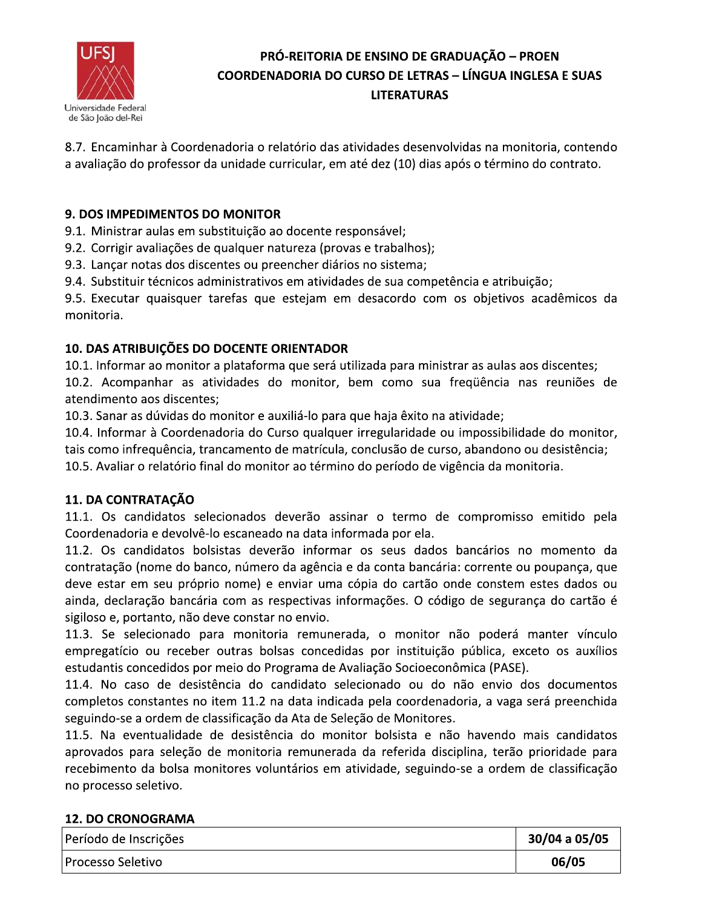8.7. Encaminhar à Coordenadoria o relatório das atividades desenvolvidas na monitoria, contendo a avaliação do professor da unidade curricular, em até dez (10) dias após o término do contrato.

**9. DOS IMPEDIMENTOS DO MONITOR**

9.1. Ministrar aulas em substituição ao docente responsável;

9.2. Corrigir avaliações de qualquer natureza (provas e trabalhos);

9.3. Lançar notas dos discentes ou preencher diários no sistema;

9.4. Substituir técnicos administrativos em atividades de sua competência e atribuição;

9.5. Executar quaisquer tarefas que estejam em desacordo com os objetivos acadêmicos da monitoria.

**10. DAS ATRIBUIÇÕES DO DOCENTE ORIENTADOR**

10.1. Informar ao monitor a plataforma que será utilizada para ministrar as aulas aos discentes;

10.2. Acompanhar as atividades do monitor, bem como sua freqüência nas reuniões de atendimento aos discentes;

10.3. Sanar as dúvidas do monitor e auxiliá-lo para que haja êxito na atividade;

10.4. Informar à Coordenadoria do Curso qualquer irregularidade ou impossibilidade do monitor, tais como infrequência, trancamento de matrícula, conclusão de curso, abandono ou desistência;

10.5. Avaliar o relatório final do monitor ao término do período de vigência da monitoria.

**11. DA CONTRATAÇÃO**

11.1. Os candidatos selecionados deverão assinar o termo de compromisso emitido pela Coordenadoria e devolvê-lo escaneado na data informada por ela.

11.2. Os candidatos bolsistas deverão informar os seus dados bancários no momento da contratação (nome do banco, número da agência e da conta bancária: corrente ou poupança, que deve estar em seu próprio nome) e enviar uma cópia do cartão onde constem estes dados ou ainda, declaração bancária com as respectivas informações. O código de segurança do cartão é sigiloso e, portanto, não deve constar no envio.

11.3. Se selecionado para monitoria remunerada, o monitor não poderá manter vínculo empregatício ou receber outras bolsas concedidas por instituição pública, exceto os auxílios estudantis concedidos por meio do Programa de Avaliação Socioeconômica (PASE).

11.4. No caso de desistência do candidato selecionado ou do não envio dos documentos completos constantes no item 11.2 na data indicada pela coordenadoria, a vaga será preenchida seguindo-se a ordem de classificação da Ata de Seleção de Monitores.

11.5. Na eventualidade de desistência do monitor bolsista e não havendo mais candidatos aprovados para seleção de monitoria remunerada da referida disciplina, terão prioridade para recebimento da bolsa monitores voluntários em atividade, seguindo-se a ordem de classificação no processo seletivo.

**12. DO CRONOGRAMA**

| | |
|---|---|
| Período de Inscrições | **30/04 a 05/05** |
| Processo Seletivo | **06/05** |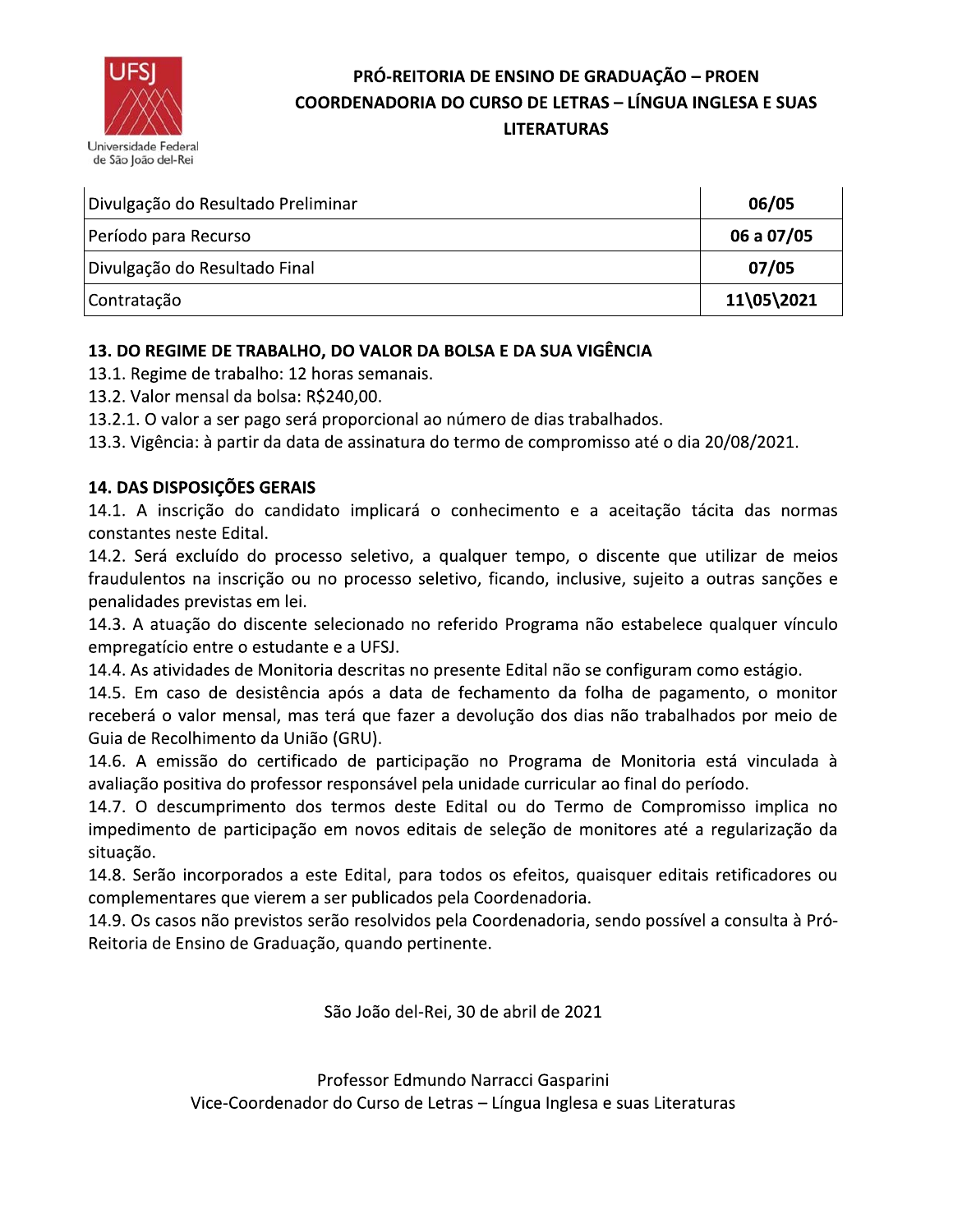| | |
|---|---|
| Divulgação do Resultado Preliminar | **06/05** |
| Período para Recurso | **06 a 07/05** |
| Divulgação do Resultado Final | **07/05** |
| Contratação | **11\05\2021** |

**13. DO REGIME DE TRABALHO, DO VALOR DA BOLSA E DA SUA VIGÊNCIA**

13.1. Regime de trabalho: 12 horas semanais.

13.2. Valor mensal da bolsa: R$240,00.

13.2.1. O valor a ser pago será proporcional ao número de dias trabalhados.

13.3. Vigência: à partir da data de assinatura do termo de compromisso até o dia 20/08/2021.

**14. DAS DISPOSIÇÕES GERAIS**

14.1. A inscrição do candidato implicará o conhecimento e a aceitação tácita das normas constantes neste Edital.

14.2. Será excluído do processo seletivo, a qualquer tempo, o discente que utilizar de meios fraudulentos na inscrição ou no processo seletivo, ficando, inclusive, sujeito a outras sanções e penalidades previstas em lei.

14.3. A atuação do discente selecionado no referido Programa não estabelece qualquer vínculo empregatício entre o estudante e a UFSJ.

14.4. As atividades de Monitoria descritas no presente Edital não se configuram como estágio.

14.5. Em caso de desistência após a data de fechamento da folha de pagamento, o monitor receberá o valor mensal, mas terá que fazer a devolução dos dias não trabalhados por meio de Guia de Recolhimento da União (GRU).

14.6. A emissão do certificado de participação no Programa de Monitoria está vinculada à avaliação positiva do professor responsável pela unidade curricular ao final do período.

14.7. O descumprimento dos termos deste Edital ou do Termo de Compromisso implica no impedimento de participação em novos editais de seleção de monitores até a regularização da situação.

14.8. Serão incorporados a este Edital, para todos os efeitos, quaisquer editais retificadores ou complementares que vierem a ser publicados pela Coordenadoria.

14.9. Os casos não previstos serão resolvidos pela Coordenadoria, sendo possível a consulta à Pró-Reitoria de Ensino de Graduação, quando pertinente.

São João del-Rei, 30 de abril de 2021

Professor Edmundo Narracci Gasparini
Vice-Coordenador do Curso de Letras – Língua Inglesa e suas Literaturas